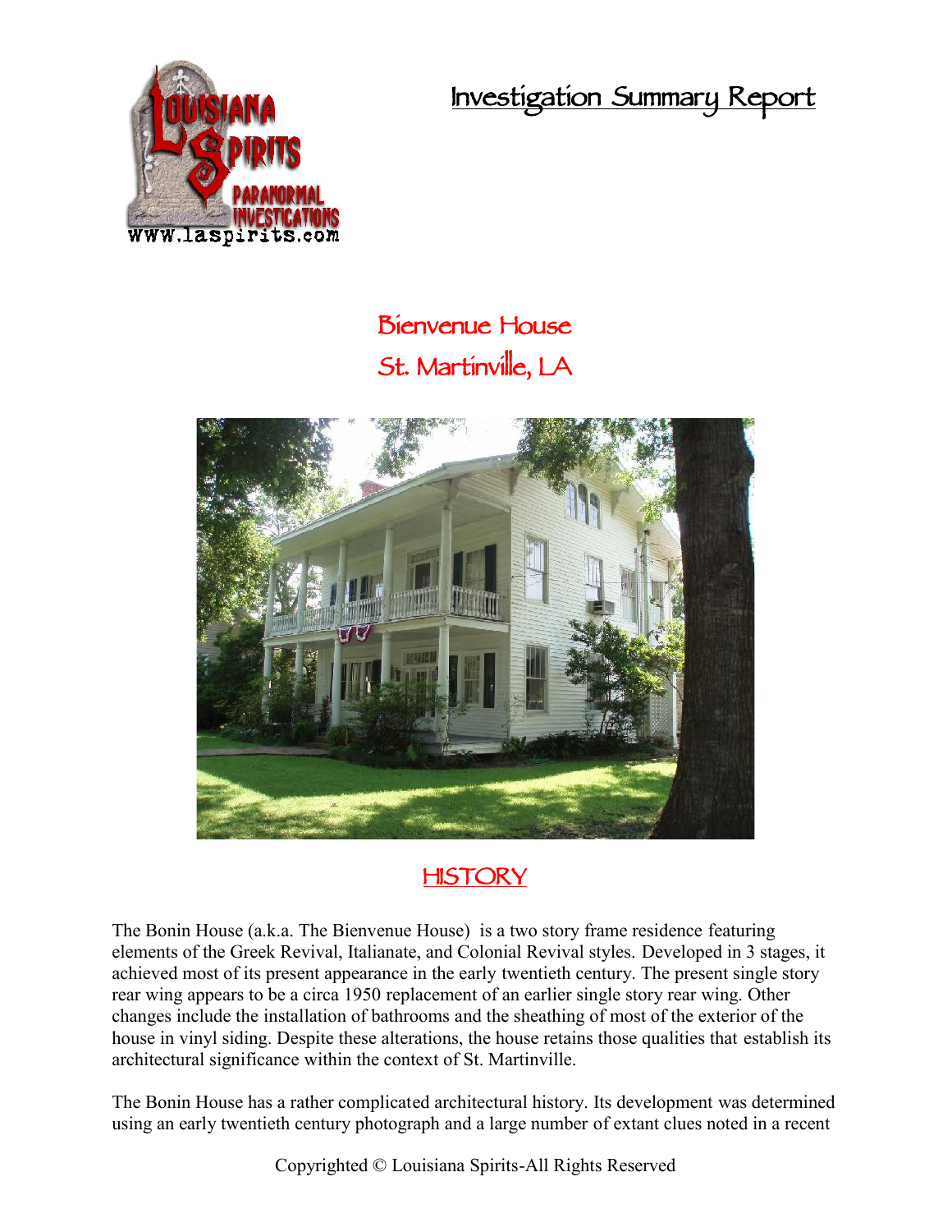# Investigation Summary Report

## Bienvenue House
## St. Martinville, LA

## HISTORY

The Bonin House (a.k.a. The Bienvenue House) is a two story frame residence featuring elements of the Greek Revival, Italianate, and Colonial Revival styles. Developed in 3 stages, it achieved most of its present appearance in the early twentieth century. The present single story rear wing appears to be a circa 1950 replacement of an earlier single story rear wing. Other changes include the installation of bathrooms and the sheathing of most of the exterior of the house in vinyl siding. Despite these alterations, the house retains those qualities that establish its architectural significance within the context of St. Martinville.

The Bonin House has a rather complicated architectural history. Its development was determined using an early twentieth century photograph and a large number of extant clues noted in a recent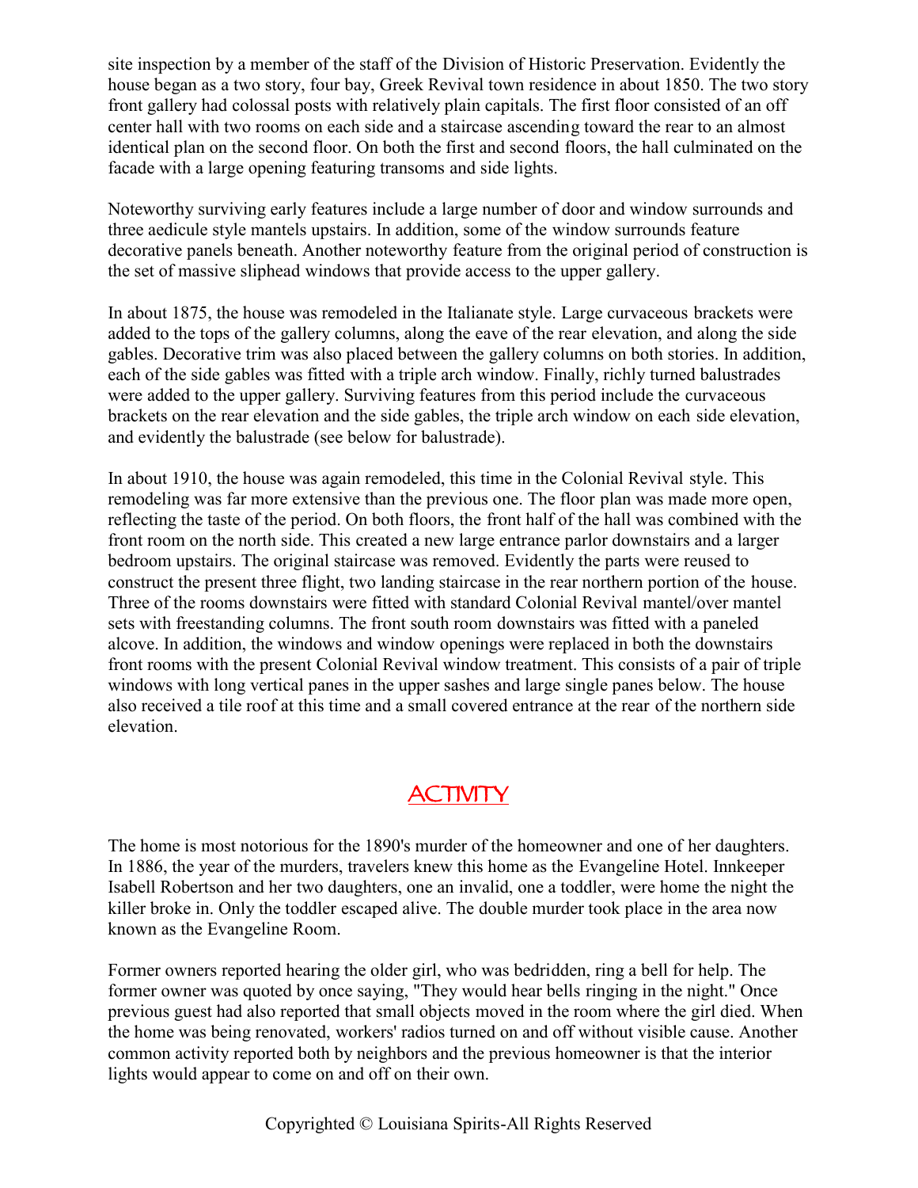site inspection by a member of the staff of the Division of Historic Preservation. Evidently the house began as a two story, four bay, Greek Revival town residence in about 1850. The two story front gallery had colossal posts with relatively plain capitals. The first floor consisted of an off center hall with two rooms on each side and a staircase ascending toward the rear to an almost identical plan on the second floor. On both the first and second floors, the hall culminated on the facade with a large opening featuring transoms and side lights.

Noteworthy surviving early features include a large number of door and window surrounds and three aedicule style mantels upstairs. In addition, some of the window surrounds feature decorative panels beneath. Another noteworthy feature from the original period of construction is the set of massive sliphead windows that provide access to the upper gallery.

In about 1875, the house was remodeled in the Italianate style. Large curvaceous brackets were added to the tops of the gallery columns, along the eave of the rear elevation, and along the side gables. Decorative trim was also placed between the gallery columns on both stories. In addition, each of the side gables was fitted with a triple arch window. Finally, richly turned balustrades were added to the upper gallery. Surviving features from this period include the curvaceous brackets on the rear elevation and the side gables, the triple arch window on each side elevation, and evidently the balustrade (see below for balustrade).

In about 1910, the house was again remodeled, this time in the Colonial Revival style. This remodeling was far more extensive than the previous one. The floor plan was made more open, reflecting the taste of the period. On both floors, the front half of the hall was combined with the front room on the north side. This created a new large entrance parlor downstairs and a larger bedroom upstairs. The original staircase was removed. Evidently the parts were reused to construct the present three flight, two landing staircase in the rear northern portion of the house. Three of the rooms downstairs were fitted with standard Colonial Revival mantel/over mantel sets with freestanding columns. The front south room downstairs was fitted with a paneled alcove. In addition, the windows and window openings were replaced in both the downstairs front rooms with the present Colonial Revival window treatment. This consists of a pair of triple windows with long vertical panes in the upper sashes and large single panes below. The house also received a tile roof at this time and a small covered entrance at the rear of the northern side elevation.

## ACTIVITY

The home is most notorious for the 1890's murder of the homeowner and one of her daughters. In 1886, the year of the murders, travelers knew this home as the Evangeline Hotel. Innkeeper Isabell Robertson and her two daughters, one an invalid, one a toddler, were home the night the killer broke in. Only the toddler escaped alive. The double murder took place in the area now known as the Evangeline Room.

Former owners reported hearing the older girl, who was bedridden, ring a bell for help. The former owner was quoted by once saying, "They would hear bells ringing in the night." Once previous guest had also reported that small objects moved in the room where the girl died. When the home was being renovated, workers' radios turned on and off without visible cause. Another common activity reported both by neighbors and the previous homeowner is that the interior lights would appear to come on and off on their own.

Copyrighted © Louisiana Spirits-All Rights Reserved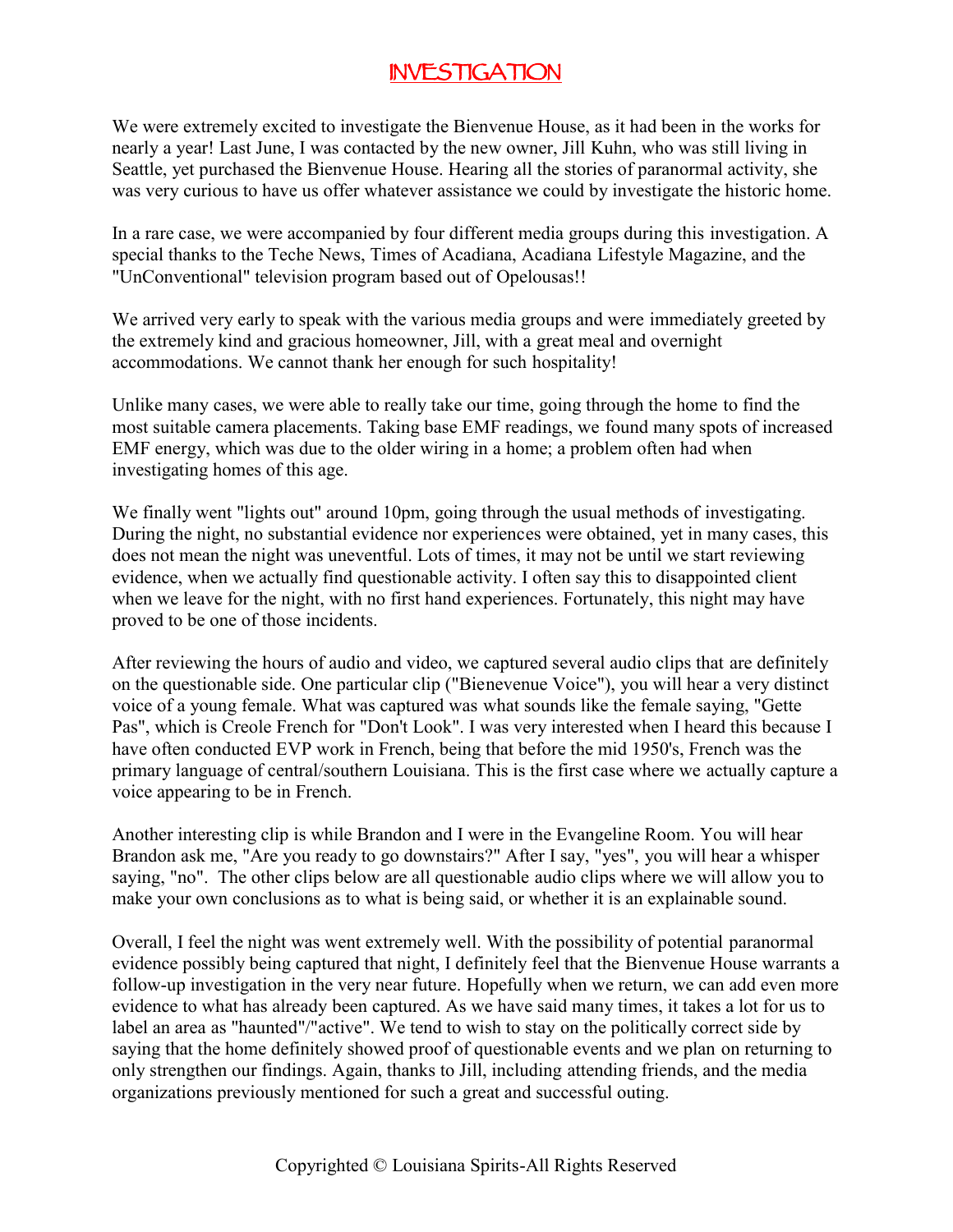# INVESTIGATION

We were extremely excited to investigate the Bienvenue House, as it had been in the works for nearly a year! Last June, I was contacted by the new owner, Jill Kuhn, who was still living in Seattle, yet purchased the Bienvenue House. Hearing all the stories of paranormal activity, she was very curious to have us offer whatever assistance we could by investigate the historic home.

In a rare case, we were accompanied by four different media groups during this investigation. A special thanks to the Teche News, Times of Acadiana, Acadiana Lifestyle Magazine, and the "UnConventional" television program based out of Opelousas!!

We arrived very early to speak with the various media groups and were immediately greeted by the extremely kind and gracious homeowner, Jill, with a great meal and overnight accommodations. We cannot thank her enough for such hospitality!

Unlike many cases, we were able to really take our time, going through the home to find the most suitable camera placements. Taking base EMF readings, we found many spots of increased EMF energy, which was due to the older wiring in a home; a problem often had when investigating homes of this age.

We finally went "lights out" around 10pm, going through the usual methods of investigating. During the night, no substantial evidence nor experiences were obtained, yet in many cases, this does not mean the night was uneventful. Lots of times, it may not be until we start reviewing evidence, when we actually find questionable activity. I often say this to disappointed client when we leave for the night, with no first hand experiences. Fortunately, this night may have proved to be one of those incidents.

After reviewing the hours of audio and video, we captured several audio clips that are definitely on the questionable side. One particular clip ("Bienevenue Voice"), you will hear a very distinct voice of a young female. What was captured was what sounds like the female saying, "Gette Pas", which is Creole French for "Don't Look". I was very interested when I heard this because I have often conducted EVP work in French, being that before the mid 1950's, French was the primary language of central/southern Louisiana. This is the first case where we actually capture a voice appearing to be in French.

Another interesting clip is while Brandon and I were in the Evangeline Room. You will hear Brandon ask me, "Are you ready to go downstairs?" After I say, "yes", you will hear a whisper saying, "no". The other clips below are all questionable audio clips where we will allow you to make your own conclusions as to what is being said, or whether it is an explainable sound.

Overall, I feel the night was went extremely well. With the possibility of potential paranormal evidence possibly being captured that night, I definitely feel that the Bienvenue House warrants a follow-up investigation in the very near future. Hopefully when we return, we can add even more evidence to what has already been captured. As we have said many times, it takes a lot for us to label an area as "haunted"/"active". We tend to wish to stay on the politically correct side by saying that the home definitely showed proof of questionable events and we plan on returning to only strengthen our findings. Again, thanks to Jill, including attending friends, and the media organizations previously mentioned for such a great and successful outing.

Copyrighted © Louisiana Spirits-All Rights Reserved